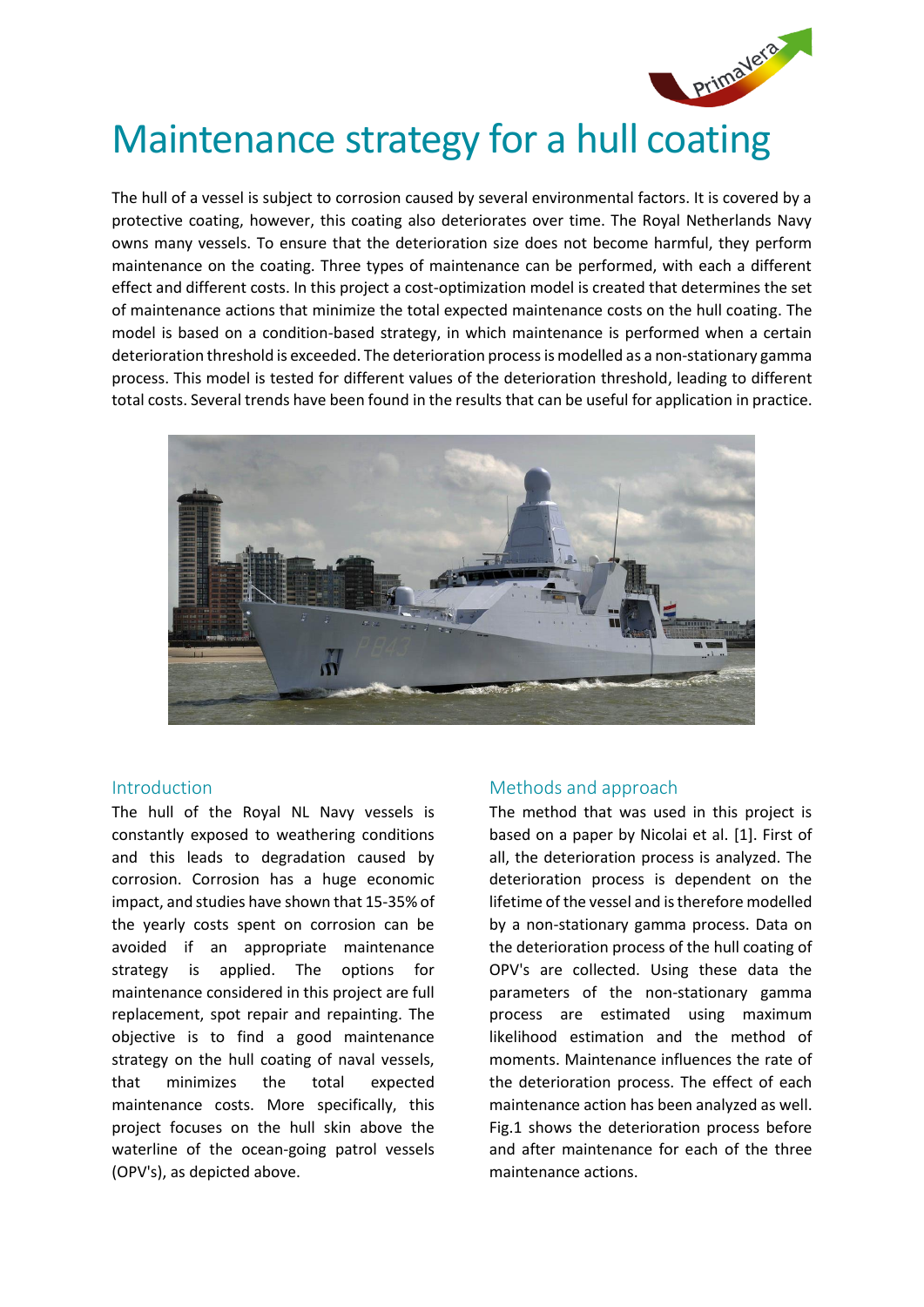# Maintenance strategy for a hull coating

The hull of a vessel is subject to corrosion caused by several environmental factors. It is covered by a protective coating, however, this coating also deteriorates over time. The Royal Netherlands Navy owns many vessels. To ensure that the deterioration size does not become harmful, they perform maintenance on the coating. Three types of maintenance can be performed, with each a different effect and different costs. In this project a cost-optimization model is created that determines the set of maintenance actions that minimize the total expected maintenance costs on the hull coating. The model is based on a condition-based strategy, in which maintenance is performed when a certain deterioration threshold is exceeded. The deterioration process is modelled as a non-stationary gamma process. This model is tested for different values of the deterioration threshold, leading to different total costs. Several trends have been found in the results that can be useful for application in practice.

## Introduction

The hull of the Royal NL Navy vessels is constantly exposed to weathering conditions and this leads to degradation caused by corrosion. Corrosion has a huge economic impact, and studies have shown that 15-35% of the yearly costs spent on corrosion can be avoided if an appropriate maintenance strategy is applied. The options for maintenance considered in this project are full replacement, spot repair and repainting. The objective is to find a good maintenance strategy on the hull coating of naval vessels, that minimizes the total expected maintenance costs. More specifically, this project focuses on the hull skin above the waterline of the ocean-going patrol vessels (OPV's), as depicted above.

## Methods and approach

The method that was used in this project is based on a paper by Nicolai et al. [1]. First of all, the deterioration process is analyzed. The deterioration process is dependent on the lifetime of the vessel and is therefore modelled by a non-stationary gamma process. Data on the deterioration process of the hull coating of OPV's are collected. Using these data the parameters of the non-stationary gamma process are estimated using maximum likelihood estimation and the method of moments. Maintenance influences the rate of the deterioration process. The effect of each maintenance action has been analyzed as well. Fig.1 shows the deterioration process before and after maintenance for each of the three maintenance actions.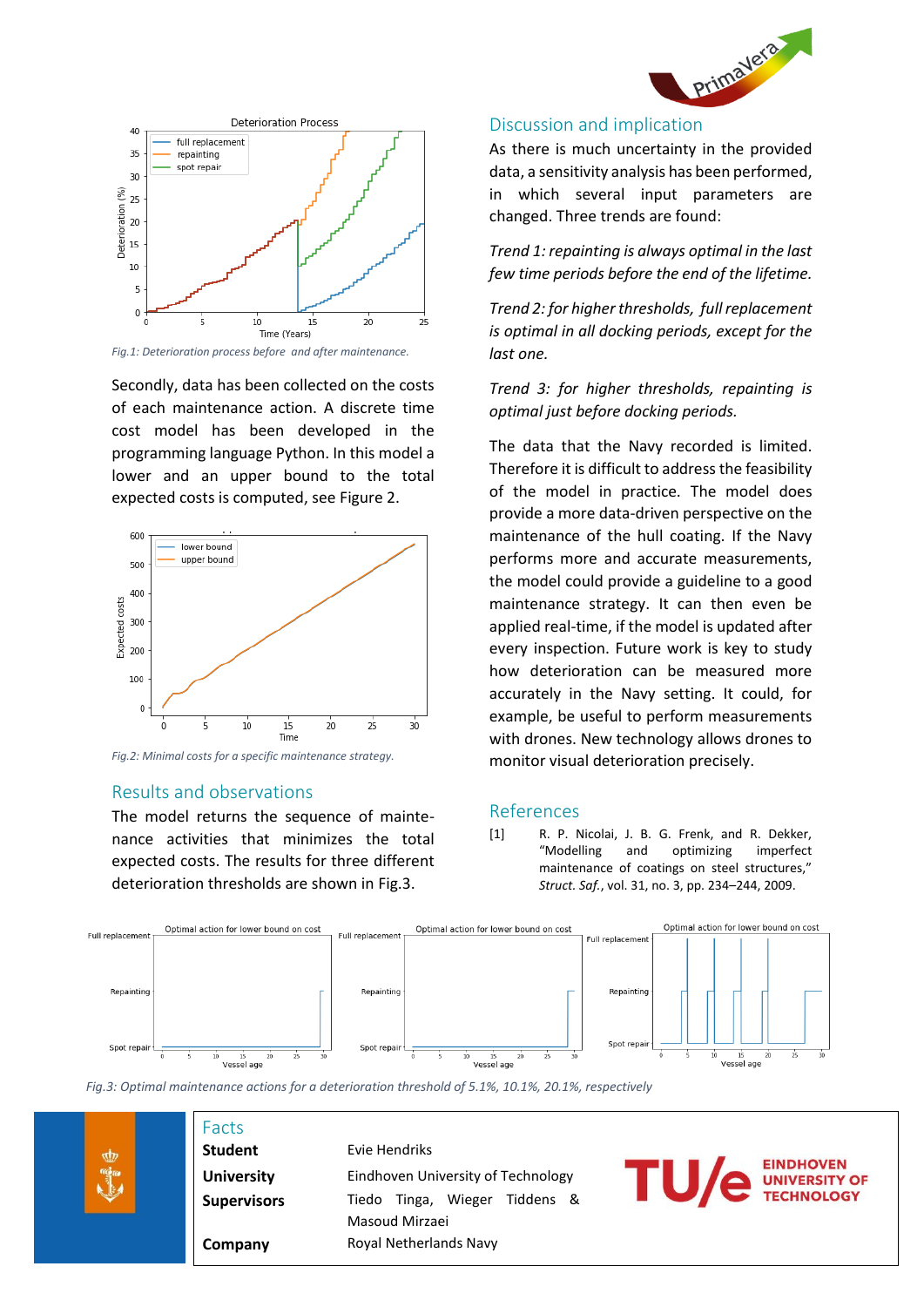Deterioration Process

full replacement
repainting
spot repair

Deterioration (%)

40
35
30
25
20
15
10
5
0

0 5 10 15 20 25

Time (Years)

*Fig.1: Deterioration process before and after maintenance.*

Secondly, data has been collected on the costs of each maintenance action. A discrete time cost model has been developed in the programming language Python. In this model a lower and an upper bound to the total expected costs is computed, see Figure 2.

lower bound
upper bound

Expected costs

600
500
400
300
200
100
0

0 5 10 15 20 25 30

Time

*Fig.2: Minimal costs for a specific maintenance strategy.*

## Results and observations

The model returns the sequence of maintenance activities that minimizes the total expected costs. The results for three different deterioration thresholds are shown in Fig.3.

## Discussion and implication

As there is much uncertainty in the provided data, a sensitivity analysis has been performed, in which several input parameters are changed. Three trends are found:

*Trend 1: repainting is always optimal in the last few time periods before the end of the lifetime.*

*Trend 2: for higher thresholds, full replacement is optimal in all docking periods, except for the last one.*

*Trend 3: for higher thresholds, repainting is optimal just before docking periods.*

The data that the Navy recorded is limited. Therefore it is difficult to address the feasibility of the model in practice. The model does provide a more data-driven perspective on the maintenance of the hull coating. If the Navy performs more and accurate measurements, the model could provide a guideline to a good maintenance strategy. It can then even be applied real-time, if the model is updated after every inspection. Future work is key to study how deterioration can be measured more accurately in the Navy setting. It could, for example, be useful to perform measurements with drones. New technology allows drones to monitor visual deterioration precisely.

## References

[1] R. P. Nicolai, J. B. G. Frenk, and R. Dekker, "Modelling and optimizing imperfect maintenance of coatings on steel structures," *Struct. Saf.*, vol. 31, no. 3, pp. 234–244, 2009.

Optimal action for lower bound on cost

Full replacement
Repainting
Spot repair

0 5 10 15 20 25 30

Vessel age

Optimal action for lower bound on cost

Full replacement
Repainting
Spot repair

0 5 10 15 20 25 30

Vessel age

Optimal action for lower bound on cost

Full replacement
Repainting
Spot repair

0 5 10 15 20 25 30

Vessel age

*Fig.3: Optimal maintenance actions for a deterioration threshold of 5.1%, 10.1%, 20.1%, respectively*

## Facts

| | |
|---|---|
| **Student** | Evie Hendriks |
| **University** | Eindhoven University of Technology |
| **Supervisors** | Tiedo Tinga, Wieger Tiddens & Masoud Mirzaei |
| **Company** | Royal Netherlands Navy |